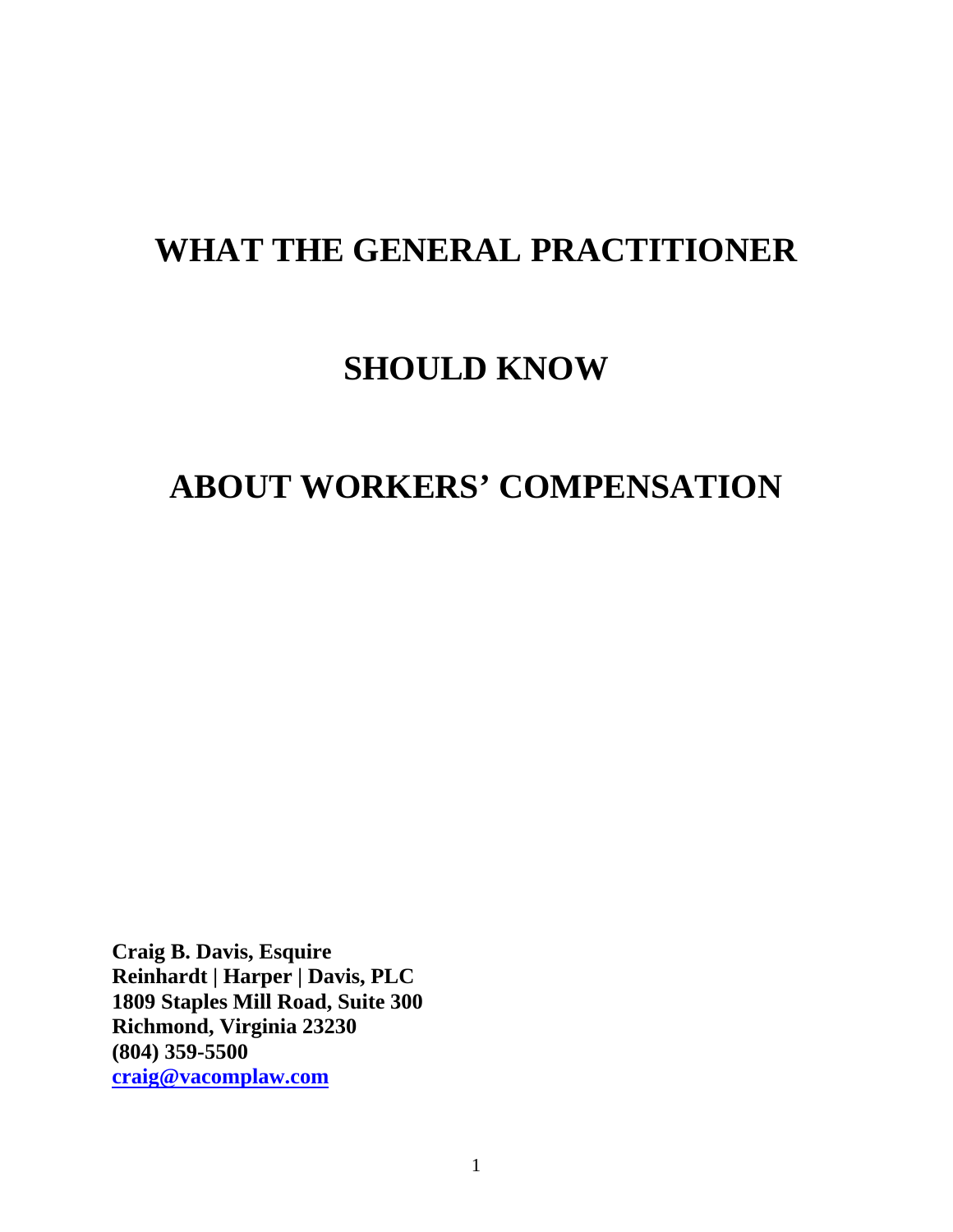# WHAT THE GENERAL PRACTITIONER

# SHOULD KNOW

# ABOUT WORKERS' COMPENSATION

**Craig B. Davis, Esquire**
**Reinhardt | Harper | Davis, PLC**
**1809 Staples Mill Road, Suite 300**
**Richmond, Virginia 23230**
**(804) 359-5500**
**craig@vacomplaw.com**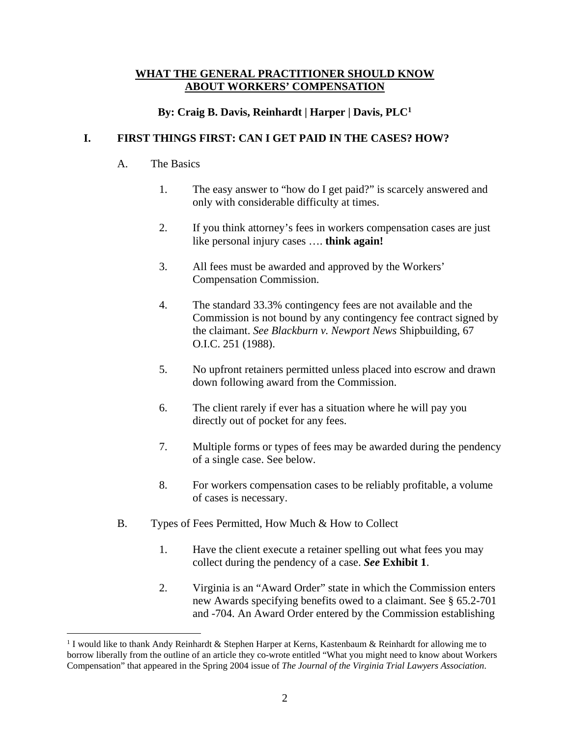# WHAT THE GENERAL PRACTITIONER SHOULD KNOW ABOUT WORKERS' COMPENSATION

**By: Craig B. Davis, Reinhardt | Harper | Davis, PLC[1]**

## I. FIRST THINGS FIRST: CAN I GET PAID IN THE CASES? HOW?

### A. The Basics

1. The easy answer to "how do I get paid?" is scarcely answered and only with considerable difficulty at times.

2. If you think attorney's fees in workers compensation cases are just like personal injury cases …. **think again!**

3. All fees must be awarded and approved by the Workers' Compensation Commission.

4. The standard 33.3% contingency fees are not available and the Commission is not bound by any contingency fee contract signed by the claimant. *See Blackburn v. Newport News* Shipbuilding, 67 O.I.C. 251 (1988).

5. No upfront retainers permitted unless placed into escrow and drawn down following award from the Commission.

6. The client rarely if ever has a situation where he will pay you directly out of pocket for any fees.

7. Multiple forms or types of fees may be awarded during the pendency of a single case. See below.

8. For workers compensation cases to be reliably profitable, a volume of cases is necessary.

### B. Types of Fees Permitted, How Much & How to Collect

1. Have the client execute a retainer spelling out what fees you may collect during the pendency of a case. ***See*** **Exhibit 1**.

2. Virginia is an "Award Order" state in which the Commission enters new Awards specifying benefits owed to a claimant. See § 65.2-701 and -704. An Award Order entered by the Commission establishing

[1] I would like to thank Andy Reinhardt & Stephen Harper at Kerns, Kastenbaum & Reinhardt for allowing me to borrow liberally from the outline of an article they co-wrote entitled "What you might need to know about Workers Compensation" that appeared in the Spring 2004 issue of *The Journal of the Virginia Trial Lawyers Association*.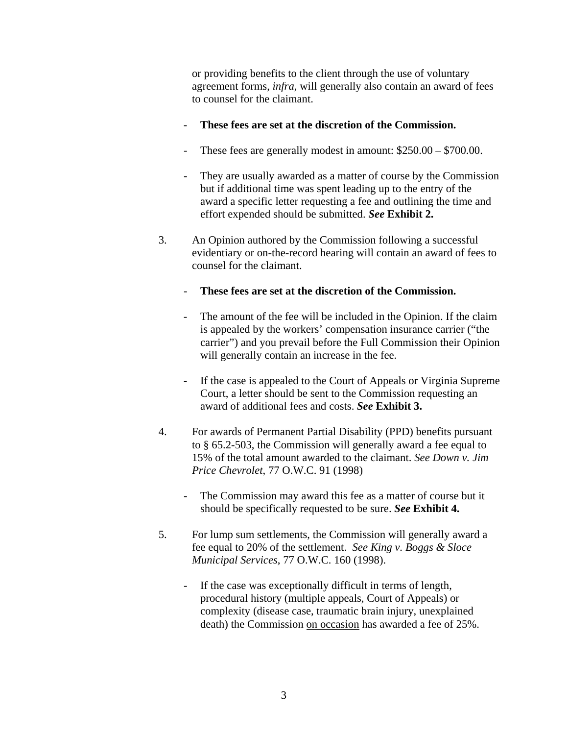or providing benefits to the client through the use of voluntary agreement forms, *infra*, will generally also contain an award of fees to counsel for the claimant.

- **These fees are set at the discretion of the Commission.**
- These fees are generally modest in amount: $250.00 – $700.00.
- They are usually awarded as a matter of course by the Commission but if additional time was spent leading up to the entry of the award a specific letter requesting a fee and outlining the time and effort expended should be submitted. ***See* Exhibit 2.**

3. An Opinion authored by the Commission following a successful evidentiary or on-the-record hearing will contain an award of fees to counsel for the claimant.

   - **These fees are set at the discretion of the Commission.**
   - The amount of the fee will be included in the Opinion. If the claim is appealed by the workers' compensation insurance carrier ("the carrier") and you prevail before the Full Commission their Opinion will generally contain an increase in the fee.
   - If the case is appealed to the Court of Appeals or Virginia Supreme Court, a letter should be sent to the Commission requesting an award of additional fees and costs. ***See* Exhibit 3.**

4. For awards of Permanent Partial Disability (PPD) benefits pursuant to § 65.2-503, the Commission will generally award a fee equal to 15% of the total amount awarded to the claimant. *See Down v. Jim Price Chevrolet*, 77 O.W.C. 91 (1998)

   - The Commission <u>may</u> award this fee as a matter of course but it should be specifically requested to be sure. ***See* Exhibit 4.**

5. For lump sum settlements, the Commission will generally award a fee equal to 20% of the settlement. *See King v. Boggs & Sloce Municipal Services*, 77 O.W.C. 160 (1998).

   - If the case was exceptionally difficult in terms of length, procedural history (multiple appeals, Court of Appeals) or complexity (disease case, traumatic brain injury, unexplained death) the Commission <u>on occasion</u> has awarded a fee of 25%.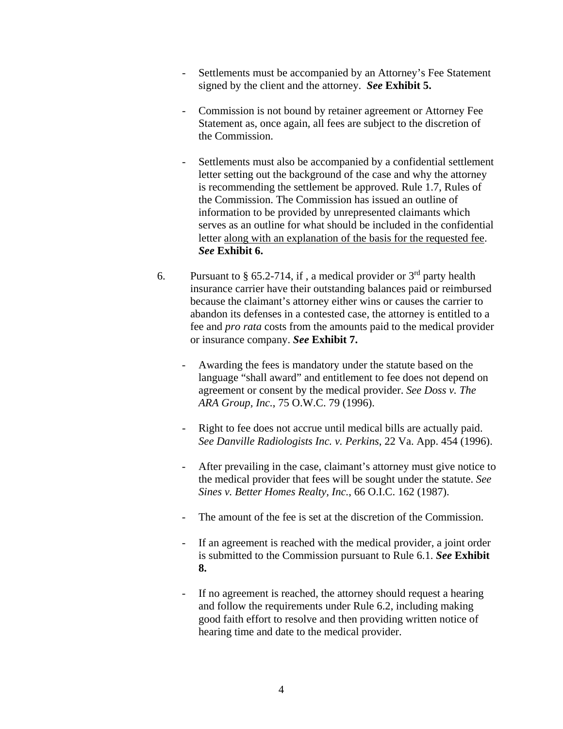- Settlements must be accompanied by an Attorney's Fee Statement signed by the client and the attorney. ***See* Exhibit 5.**

- Commission is not bound by retainer agreement or Attorney Fee Statement as, once again, all fees are subject to the discretion of the Commission.

- Settlements must also be accompanied by a confidential settlement letter setting out the background of the case and why the attorney is recommending the settlement be approved. Rule 1.7, Rules of the Commission. The Commission has issued an outline of information to be provided by unrepresented claimants which serves as an outline for what should be included in the confidential letter <u>along with an explanation of the basis for the requested fee</u>. ***See* Exhibit 6.**

6. Pursuant to § 65.2-714, if , a medical provider or 3rd party health insurance carrier have their outstanding balances paid or reimbursed because the claimant's attorney either wins or causes the carrier to abandon its defenses in a contested case, the attorney is entitled to a fee and *pro rata* costs from the amounts paid to the medical provider or insurance company. ***See* Exhibit 7.**

   - Awarding the fees is mandatory under the statute based on the language "shall award" and entitlement to fee does not depend on agreement or consent by the medical provider. *See Doss v. The ARA Group, Inc.*, 75 O.W.C. 79 (1996).

   - Right to fee does not accrue until medical bills are actually paid. *See Danville Radiologists Inc. v. Perkins*, 22 Va. App. 454 (1996).

   - After prevailing in the case, claimant's attorney must give notice to the medical provider that fees will be sought under the statute. *See Sines v. Better Homes Realty, Inc.*, 66 O.I.C. 162 (1987).

   - The amount of the fee is set at the discretion of the Commission.

   - If an agreement is reached with the medical provider, a joint order is submitted to the Commission pursuant to Rule 6.1. ***See* Exhibit 8.**

   - If no agreement is reached, the attorney should request a hearing and follow the requirements under Rule 6.2, including making good faith effort to resolve and then providing written notice of hearing time and date to the medical provider.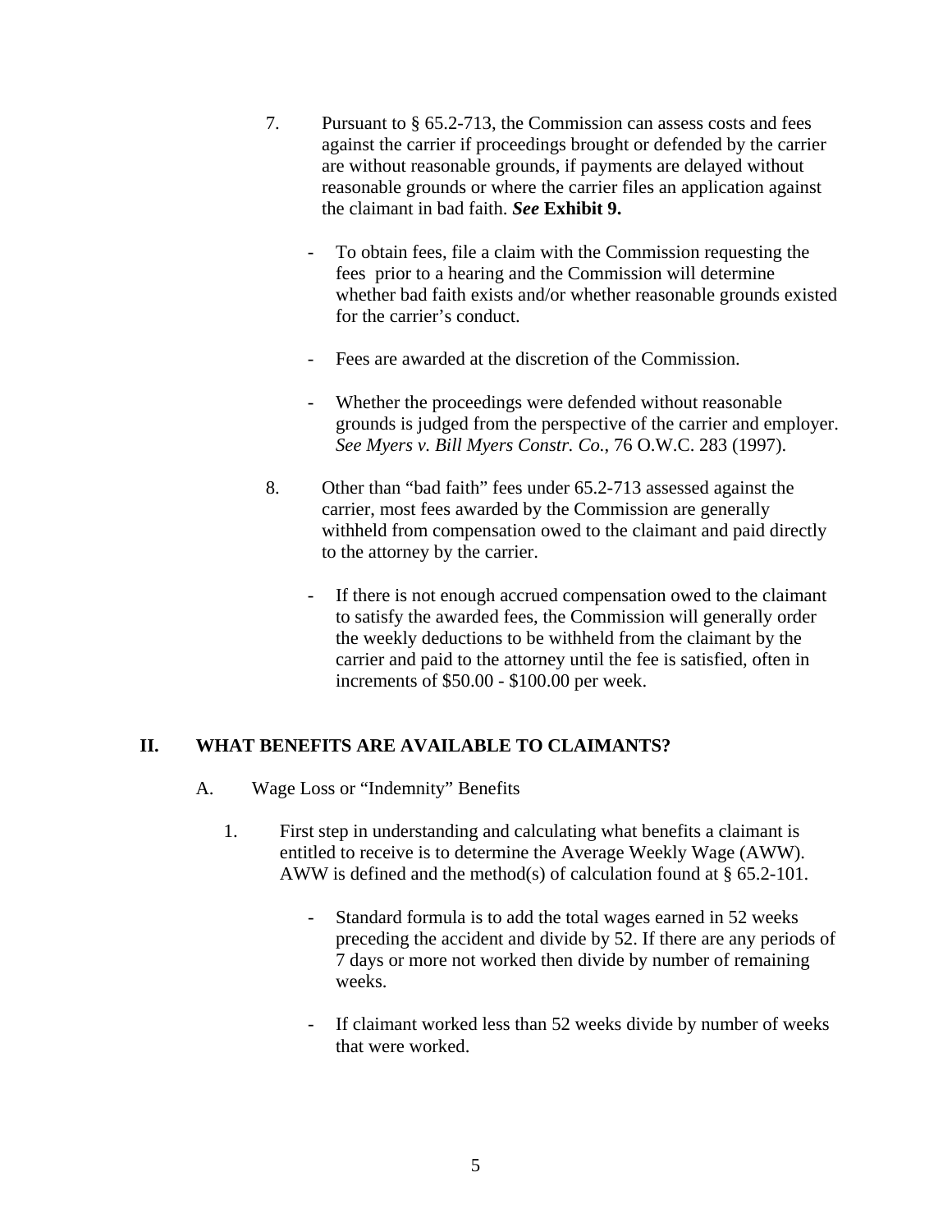7. Pursuant to § 65.2-713, the Commission can assess costs and fees against the carrier if proceedings brought or defended by the carrier are without reasonable grounds, if payments are delayed without reasonable grounds or where the carrier files an application against the claimant in bad faith. ***See* Exhibit 9.**

   - To obtain fees, file a claim with the Commission requesting the fees prior to a hearing and the Commission will determine whether bad faith exists and/or whether reasonable grounds existed for the carrier's conduct.

   - Fees are awarded at the discretion of the Commission.

   - Whether the proceedings were defended without reasonable grounds is judged from the perspective of the carrier and employer. *See Myers v. Bill Myers Constr. Co.*, 76 O.W.C. 283 (1997).

8. Other than "bad faith" fees under 65.2-713 assessed against the carrier, most fees awarded by the Commission are generally withheld from compensation owed to the claimant and paid directly to the attorney by the carrier.

   - If there is not enough accrued compensation owed to the claimant to satisfy the awarded fees, the Commission will generally order the weekly deductions to be withheld from the claimant by the carrier and paid to the attorney until the fee is satisfied, often in increments of $50.00 - $100.00 per week.

## II. WHAT BENEFITS ARE AVAILABLE TO CLAIMANTS?

### A. Wage Loss or "Indemnity" Benefits

1. First step in understanding and calculating what benefits a claimant is entitled to receive is to determine the Average Weekly Wage (AWW). AWW is defined and the method(s) of calculation found at § 65.2-101.

   - Standard formula is to add the total wages earned in 52 weeks preceding the accident and divide by 52. If there are any periods of 7 days or more not worked then divide by number of remaining weeks.

   - If claimant worked less than 52 weeks divide by number of weeks that were worked.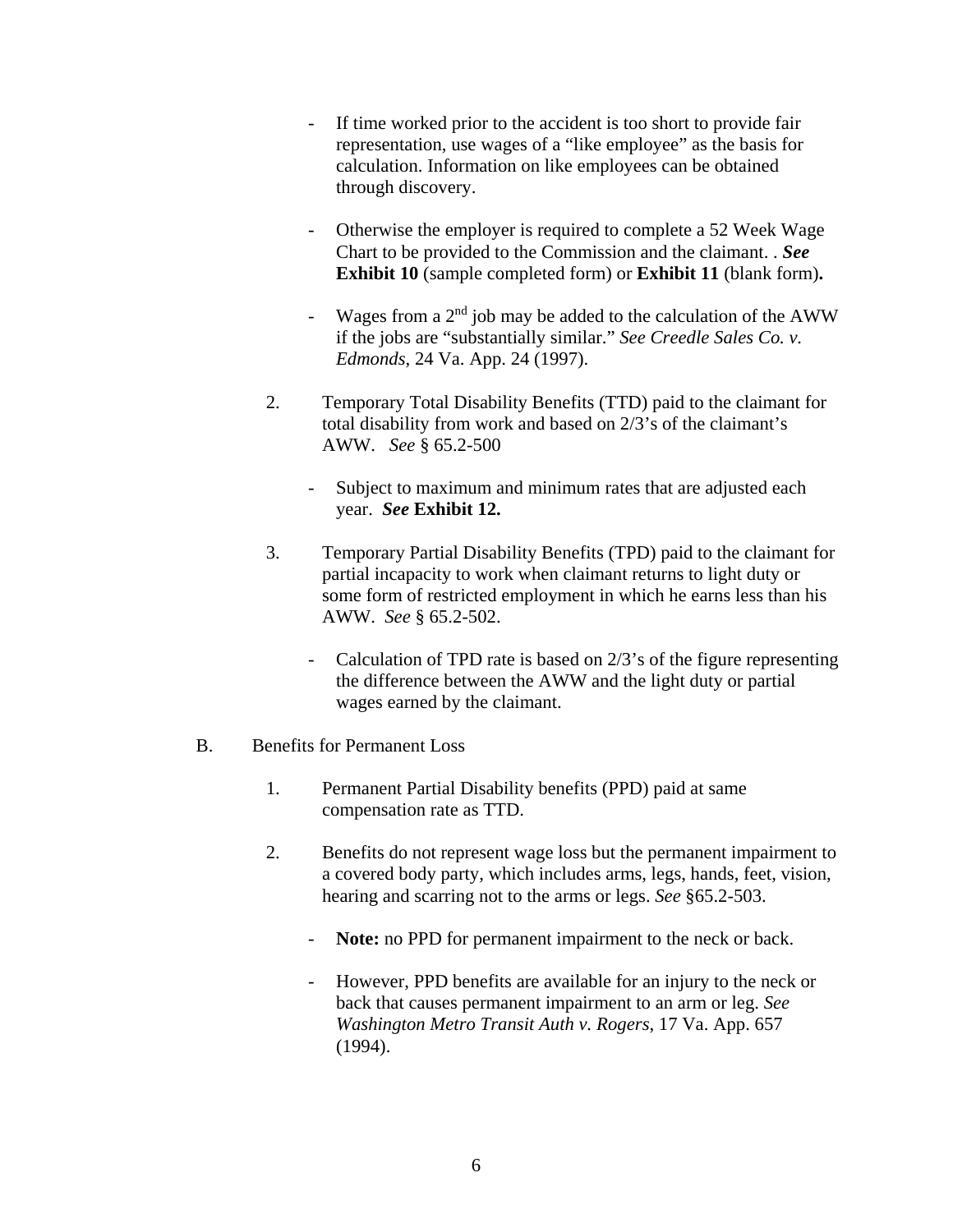- If time worked prior to the accident is too short to provide fair representation, use wages of a "like employee" as the basis for calculation. Information on like employees can be obtained through discovery.

- Otherwise the employer is required to complete a 52 Week Wage Chart to be provided to the Commission and the claimant. . ***See*** **Exhibit 10** (sample completed form) or **Exhibit 11** (blank form)**.**

- Wages from a 2nd job may be added to the calculation of the AWW if the jobs are "substantially similar." *See Creedle Sales Co. v. Edmonds*, 24 Va. App. 24 (1997).

2. Temporary Total Disability Benefits (TTD) paid to the claimant for total disability from work and based on 2/3's of the claimant's AWW. *See* § 65.2-500

   - Subject to maximum and minimum rates that are adjusted each year. ***See*** **Exhibit 12.**

3. Temporary Partial Disability Benefits (TPD) paid to the claimant for partial incapacity to work when claimant returns to light duty or some form of restricted employment in which he earns less than his AWW. *See* § 65.2-502.

   - Calculation of TPD rate is based on 2/3's of the figure representing the difference between the AWW and the light duty or partial wages earned by the claimant.

B. Benefits for Permanent Loss

1. Permanent Partial Disability benefits (PPD) paid at same compensation rate as TTD.

2. Benefits do not represent wage loss but the permanent impairment to a covered body party, which includes arms, legs, hands, feet, vision, hearing and scarring not to the arms or legs. *See* §65.2-503.

   - **Note:** no PPD for permanent impairment to the neck or back.

   - However, PPD benefits are available for an injury to the neck or back that causes permanent impairment to an arm or leg. *See Washington Metro Transit Auth v. Rogers*, 17 Va. App. 657 (1994).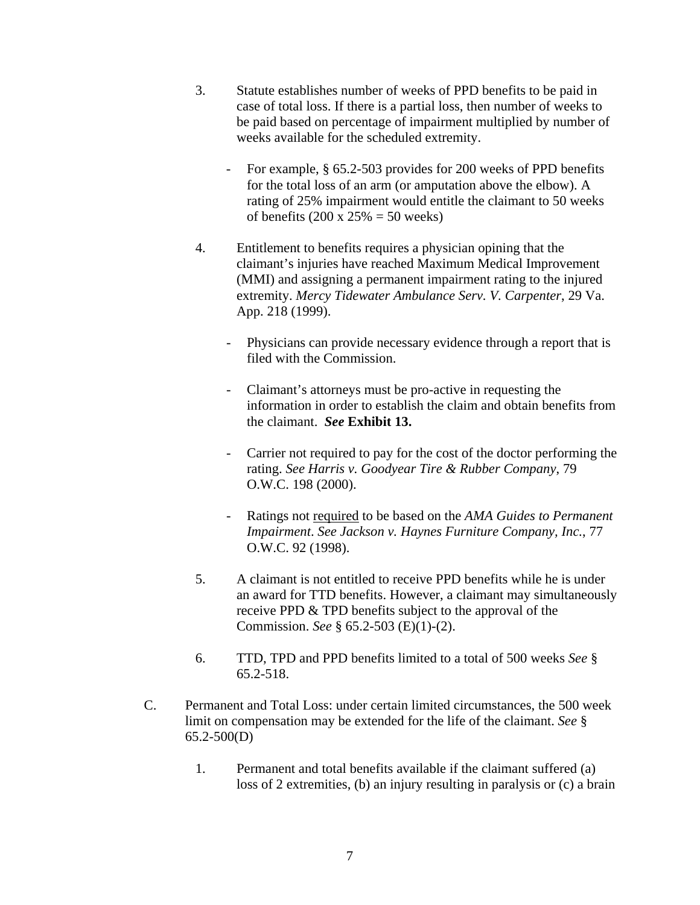3. Statute establishes number of weeks of PPD benefits to be paid in case of total loss. If there is a partial loss, then number of weeks to be paid based on percentage of impairment multiplied by number of weeks available for the scheduled extremity.

   - For example, § 65.2-503 provides for 200 weeks of PPD benefits for the total loss of an arm (or amputation above the elbow). A rating of 25% impairment would entitle the claimant to 50 weeks of benefits (200 x 25% = 50 weeks)

4. Entitlement to benefits requires a physician opining that the claimant's injuries have reached Maximum Medical Improvement (MMI) and assigning a permanent impairment rating to the injured extremity. *Mercy Tidewater Ambulance Serv. V. Carpenter*, 29 Va. App. 218 (1999).

   - Physicians can provide necessary evidence through a report that is filed with the Commission.

   - Claimant's attorneys must be pro-active in requesting the information in order to establish the claim and obtain benefits from the claimant. ***See* Exhibit 13.**

   - Carrier not required to pay for the cost of the doctor performing the rating. *See Harris v. Goodyear Tire & Rubber Company*, 79 O.W.C. 198 (2000).

   - Ratings not <u>required</u> to be based on the *AMA Guides to Permanent Impairment*. *See Jackson v. Haynes Furniture Company, Inc.*, 77 O.W.C. 92 (1998).

5. A claimant is not entitled to receive PPD benefits while he is under an award for TTD benefits. However, a claimant may simultaneously receive PPD & TPD benefits subject to the approval of the Commission. *See* § 65.2-503 (E)(1)-(2).

6. TTD, TPD and PPD benefits limited to a total of 500 weeks *See* § 65.2-518.

C. Permanent and Total Loss: under certain limited circumstances, the 500 week limit on compensation may be extended for the life of the claimant. *See* § 65.2-500(D)

   1. Permanent and total benefits available if the claimant suffered (a) loss of 2 extremities, (b) an injury resulting in paralysis or (c) a brain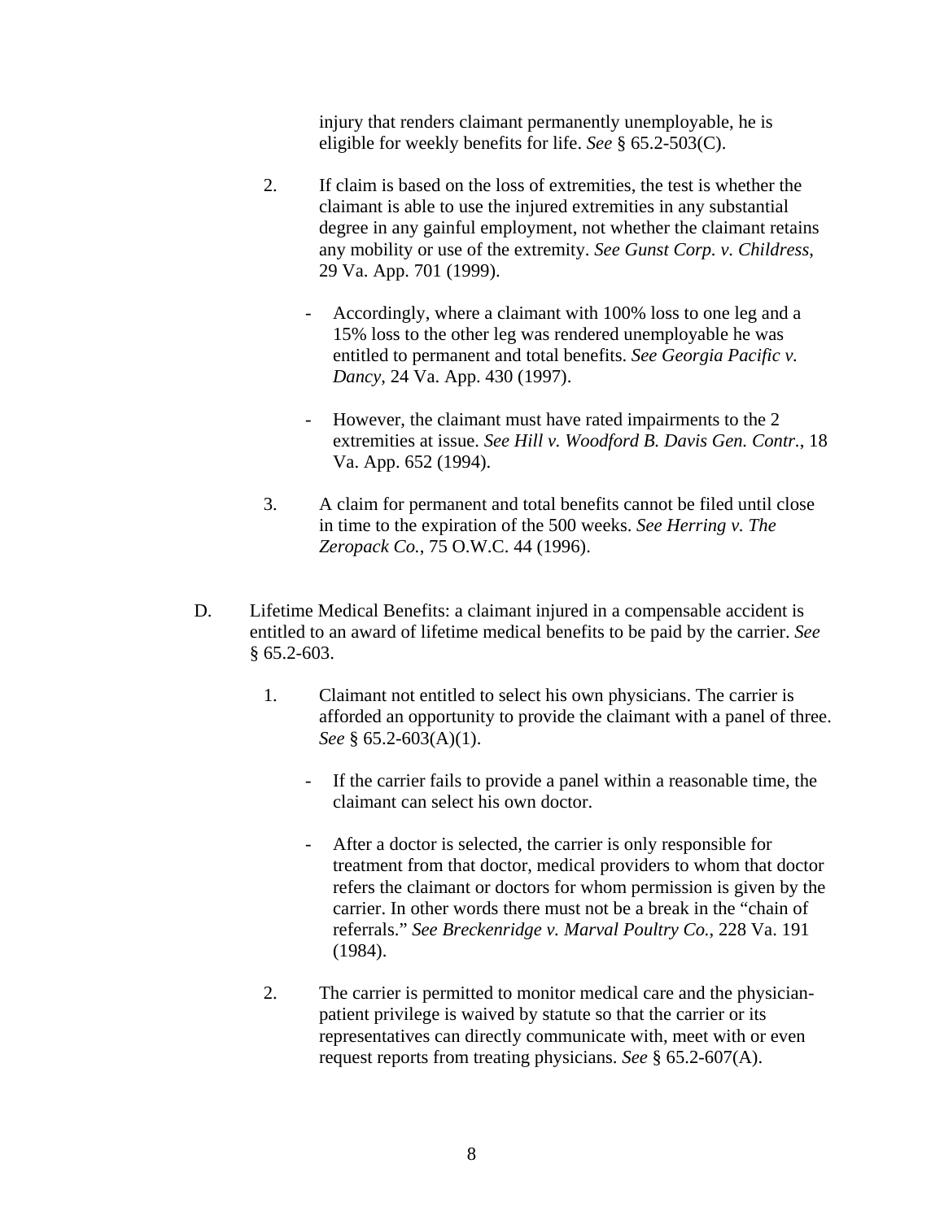injury that renders claimant permanently unemployable, he is eligible for weekly benefits for life. *See* § 65.2-503(C).

2. If claim is based on the loss of extremities, the test is whether the claimant is able to use the injured extremities in any substantial degree in any gainful employment, not whether the claimant retains any mobility or use of the extremity. *See Gunst Corp. v. Childress*, 29 Va. App. 701 (1999).

   - Accordingly, where a claimant with 100% loss to one leg and a 15% loss to the other leg was rendered unemployable he was entitled to permanent and total benefits. *See Georgia Pacific v. Dancy*, 24 Va. App. 430 (1997).

   - However, the claimant must have rated impairments to the 2 extremities at issue. *See Hill v. Woodford B. Davis Gen. Contr.*, 18 Va. App. 652 (1994).

3. A claim for permanent and total benefits cannot be filed until close in time to the expiration of the 500 weeks. *See Herring v. The Zeropack Co.*, 75 O.W.C. 44 (1996).

D. Lifetime Medical Benefits: a claimant injured in a compensable accident is entitled to an award of lifetime medical benefits to be paid by the carrier. *See* § 65.2-603.

1. Claimant not entitled to select his own physicians. The carrier is afforded an opportunity to provide the claimant with a panel of three. *See* § 65.2-603(A)(1).

   - If the carrier fails to provide a panel within a reasonable time, the claimant can select his own doctor.

   - After a doctor is selected, the carrier is only responsible for treatment from that doctor, medical providers to whom that doctor refers the claimant or doctors for whom permission is given by the carrier. In other words there must not be a break in the "chain of referrals." *See Breckenridge v. Marval Poultry Co.*, 228 Va. 191 (1984).

2. The carrier is permitted to monitor medical care and the physician-patient privilege is waived by statute so that the carrier or its representatives can directly communicate with, meet with or even request reports from treating physicians. *See* § 65.2-607(A).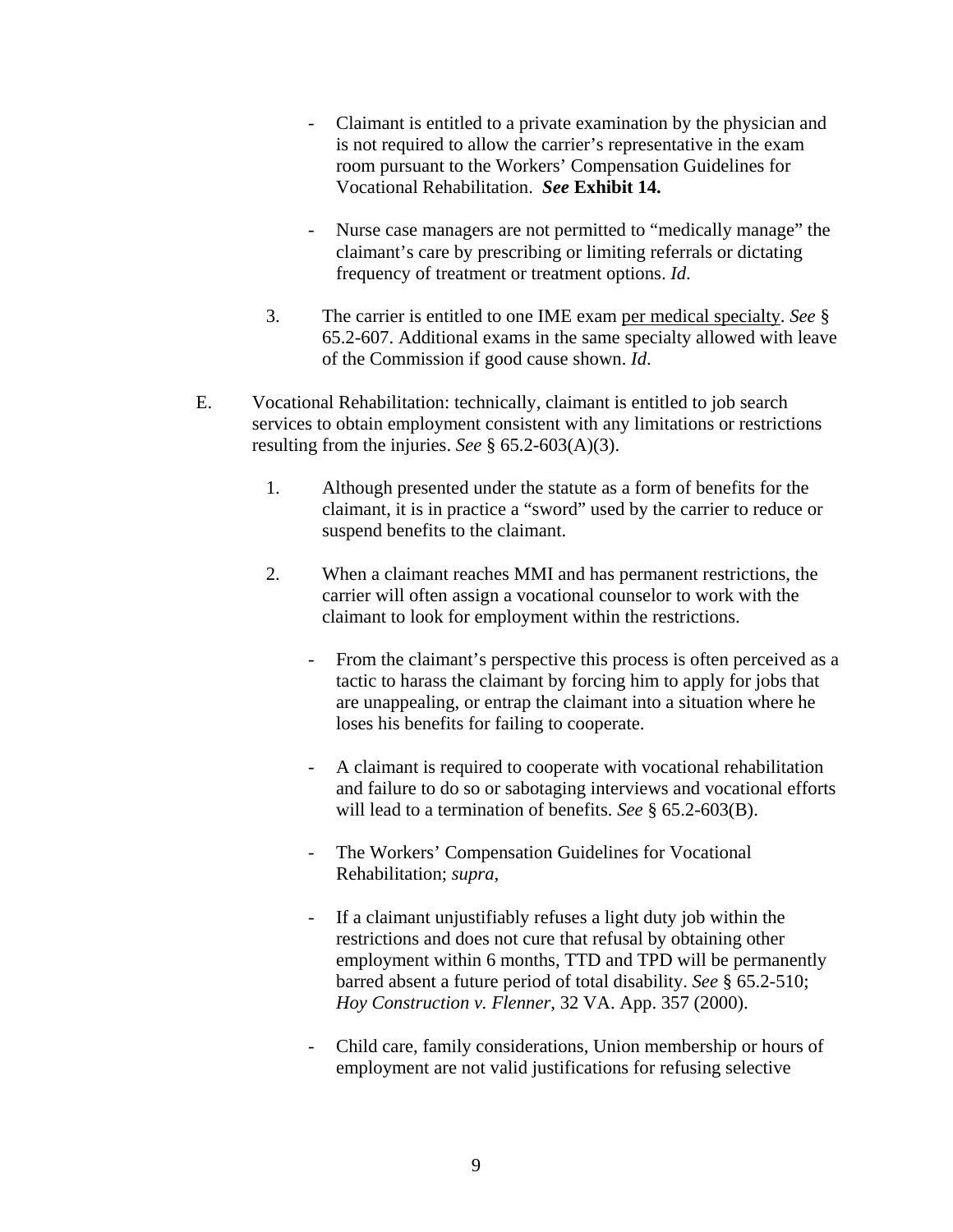- Claimant is entitled to a private examination by the physician and is not required to allow the carrier's representative in the exam room pursuant to the Workers' Compensation Guidelines for Vocational Rehabilitation. ***See* Exhibit 14.**

- Nurse case managers are not permitted to "medically manage" the claimant's care by prescribing or limiting referrals or dictating frequency of treatment or treatment options. *Id*.

3. The carrier is entitled to one IME exam <u>per medical specialty</u>. *See* § 65.2-607. Additional exams in the same specialty allowed with leave of the Commission if good cause shown. *Id*.

E. Vocational Rehabilitation: technically, claimant is entitled to job search services to obtain employment consistent with any limitations or restrictions resulting from the injuries. *See* § 65.2-603(A)(3).

1. Although presented under the statute as a form of benefits for the claimant, it is in practice a "sword" used by the carrier to reduce or suspend benefits to the claimant.

2. When a claimant reaches MMI and has permanent restrictions, the carrier will often assign a vocational counselor to work with the claimant to look for employment within the restrictions.

   - From the claimant's perspective this process is often perceived as a tactic to harass the claimant by forcing him to apply for jobs that are unappealing, or entrap the claimant into a situation where he loses his benefits for failing to cooperate.

   - A claimant is required to cooperate with vocational rehabilitation and failure to do so or sabotaging interviews and vocational efforts will lead to a termination of benefits. *See* § 65.2-603(B).

   - The Workers' Compensation Guidelines for Vocational Rehabilitation; *supra*,

   - If a claimant unjustifiably refuses a light duty job within the restrictions and does not cure that refusal by obtaining other employment within 6 months, TTD and TPD will be permanently barred absent a future period of total disability. *See* § 65.2-510; *Hoy Construction v. Flenner*, 32 VA. App. 357 (2000).

   - Child care, family considerations, Union membership or hours of employment are not valid justifications for refusing selective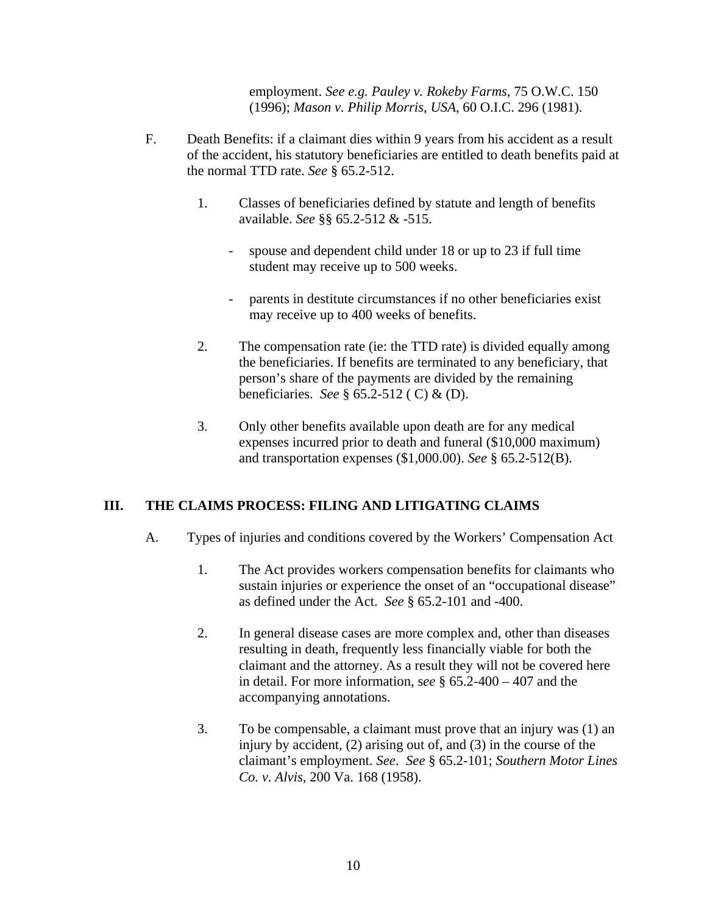employment. *See e.g. Pauley v. Rokeby Farms*, 75 O.W.C. 150 (1996); *Mason v. Philip Morris, USA*, 60 O.I.C. 296 (1981).

F. Death Benefits: if a claimant dies within 9 years from his accident as a result of the accident, his statutory beneficiaries are entitled to death benefits paid at the normal TTD rate. *See* § 65.2-512.

1. Classes of beneficiaries defined by statute and length of benefits available. *See* §§ 65.2-512 & -515.

    - spouse and dependent child under 18 or up to 23 if full time student may receive up to 500 weeks.

    - parents in destitute circumstances if no other beneficiaries exist may receive up to 400 weeks of benefits.

2. The compensation rate (ie: the TTD rate) is divided equally among the beneficiaries. If benefits are terminated to any beneficiary, that person's share of the payments are divided by the remaining beneficiaries. *See* § 65.2-512 ( C) & (D).

3. Only other benefits available upon death are for any medical expenses incurred prior to death and funeral ($10,000 maximum) and transportation expenses ($1,000.00). *See* § 65.2-512(B).

## III. THE CLAIMS PROCESS: FILING AND LITIGATING CLAIMS

A. Types of injuries and conditions covered by the Workers' Compensation Act

1. The Act provides workers compensation benefits for claimants who sustain injuries or experience the onset of an "occupational disease" as defined under the Act. *See* § 65.2-101 and -400.

2. In general disease cases are more complex and, other than diseases resulting in death, frequently less financially viable for both the claimant and the attorney. As a result they will not be covered here in detail. For more information, s*ee* § 65.2-400 – 407 and the accompanying annotations.

3. To be compensable, a claimant must prove that an injury was (1) an injury by accident, (2) arising out of, and (3) in the course of the claimant's employment. *See*. *See* § 65.2-101; *Southern Motor Lines Co. v. Alvis*, 200 Va. 168 (1958).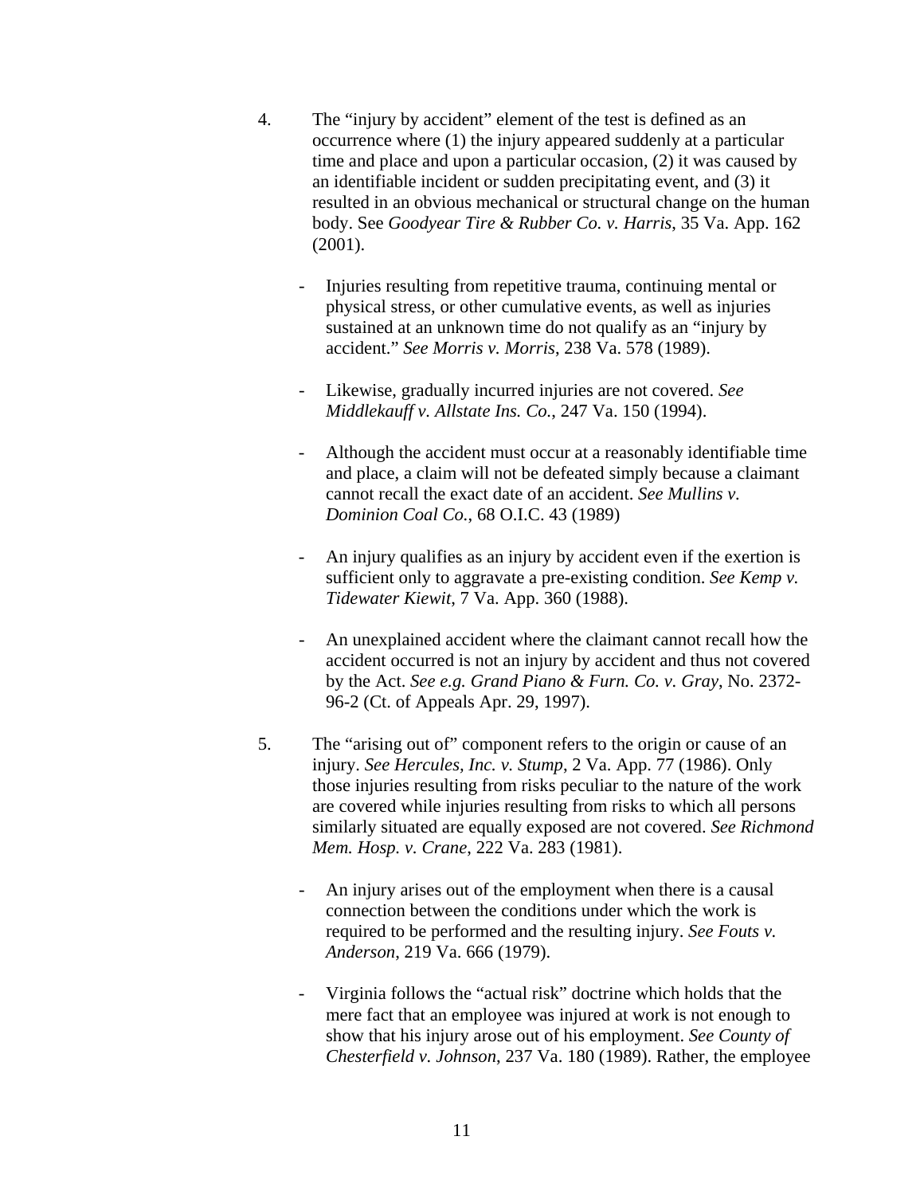4. The "injury by accident" element of the test is defined as an occurrence where (1) the injury appeared suddenly at a particular time and place and upon a particular occasion, (2) it was caused by an identifiable incident or sudden precipitating event, and (3) it resulted in an obvious mechanical or structural change on the human body. See *Goodyear Tire & Rubber Co. v. Harris*, 35 Va. App. 162 (2001).

   - Injuries resulting from repetitive trauma, continuing mental or physical stress, or other cumulative events, as well as injuries sustained at an unknown time do not qualify as an "injury by accident." *See Morris v. Morris*, 238 Va. 578 (1989).

   - Likewise, gradually incurred injuries are not covered. *See Middlekauff v. Allstate Ins. Co.*, 247 Va. 150 (1994).

   - Although the accident must occur at a reasonably identifiable time and place, a claim will not be defeated simply because a claimant cannot recall the exact date of an accident. *See Mullins v. Dominion Coal Co.*, 68 O.I.C. 43 (1989)

   - An injury qualifies as an injury by accident even if the exertion is sufficient only to aggravate a pre-existing condition. *See Kemp v. Tidewater Kiewit*, 7 Va. App. 360 (1988).

   - An unexplained accident where the claimant cannot recall how the accident occurred is not an injury by accident and thus not covered by the Act. *See e.g. Grand Piano & Furn. Co. v. Gray*, No. 2372-96-2 (Ct. of Appeals Apr. 29, 1997).

5. The "arising out of" component refers to the origin or cause of an injury. *See Hercules, Inc. v. Stump*, 2 Va. App. 77 (1986). Only those injuries resulting from risks peculiar to the nature of the work are covered while injuries resulting from risks to which all persons similarly situated are equally exposed are not covered. *See Richmond Mem. Hosp. v. Crane*, 222 Va. 283 (1981).

   - An injury arises out of the employment when there is a causal connection between the conditions under which the work is required to be performed and the resulting injury. *See Fouts v. Anderson*, 219 Va. 666 (1979).

   - Virginia follows the "actual risk" doctrine which holds that the mere fact that an employee was injured at work is not enough to show that his injury arose out of his employment. *See County of Chesterfield v. Johnson*, 237 Va. 180 (1989). Rather, the employee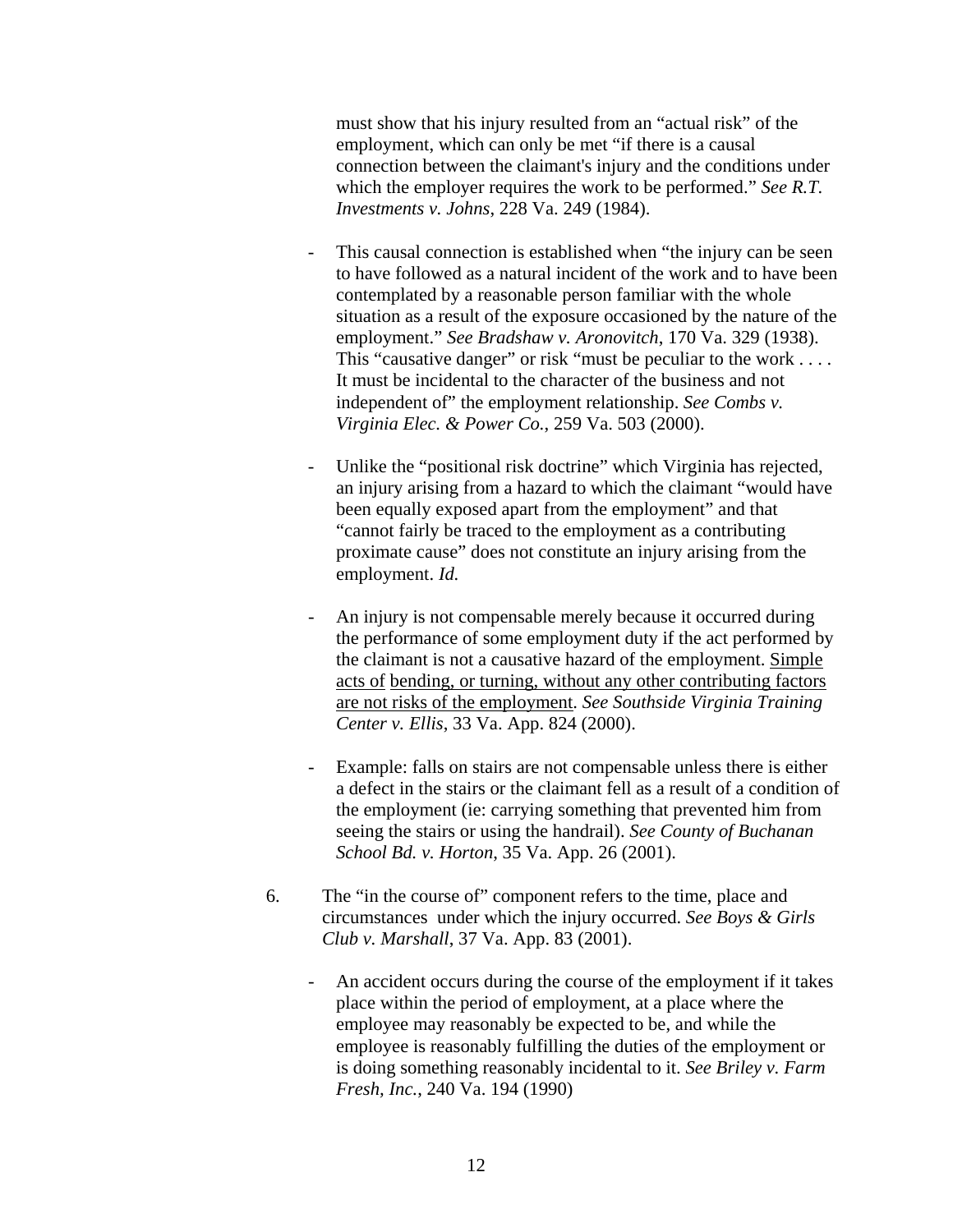must show that his injury resulted from an "actual risk" of the employment, which can only be met "if there is a causal connection between the claimant's injury and the conditions under which the employer requires the work to be performed." *See R.T. Investments v. Johns*, 228 Va. 249 (1984).

- This causal connection is established when "the injury can be seen to have followed as a natural incident of the work and to have been contemplated by a reasonable person familiar with the whole situation as a result of the exposure occasioned by the nature of the employment." *See Bradshaw v. Aronovitch*, 170 Va. 329 (1938). This "causative danger" or risk "must be peculiar to the work . . . . It must be incidental to the character of the business and not independent of" the employment relationship. *See Combs v. Virginia Elec. & Power Co.*, 259 Va. 503 (2000).

- Unlike the "positional risk doctrine" which Virginia has rejected, an injury arising from a hazard to which the claimant "would have been equally exposed apart from the employment" and that "cannot fairly be traced to the employment as a contributing proximate cause" does not constitute an injury arising from the employment. *Id.*

- An injury is not compensable merely because it occurred during the performance of some employment duty if the act performed by the claimant is not a causative hazard of the employment. <u>Simple acts of bending, or turning, without any other contributing factors are not risks of the employment</u>. *See Southside Virginia Training Center v. Ellis*, 33 Va. App. 824 (2000).

- Example: falls on stairs are not compensable unless there is either a defect in the stairs or the claimant fell as a result of a condition of the employment (ie: carrying something that prevented him from seeing the stairs or using the handrail). *See County of Buchanan School Bd. v. Horton*, 35 Va. App. 26 (2001).

6. The "in the course of" component refers to the time, place and circumstances under which the injury occurred. *See Boys & Girls Club v. Marshall*, 37 Va. App. 83 (2001).

   - An accident occurs during the course of the employment if it takes place within the period of employment, at a place where the employee may reasonably be expected to be, and while the employee is reasonably fulfilling the duties of the employment or is doing something reasonably incidental to it. *See Briley v. Farm Fresh, Inc.*, 240 Va. 194 (1990)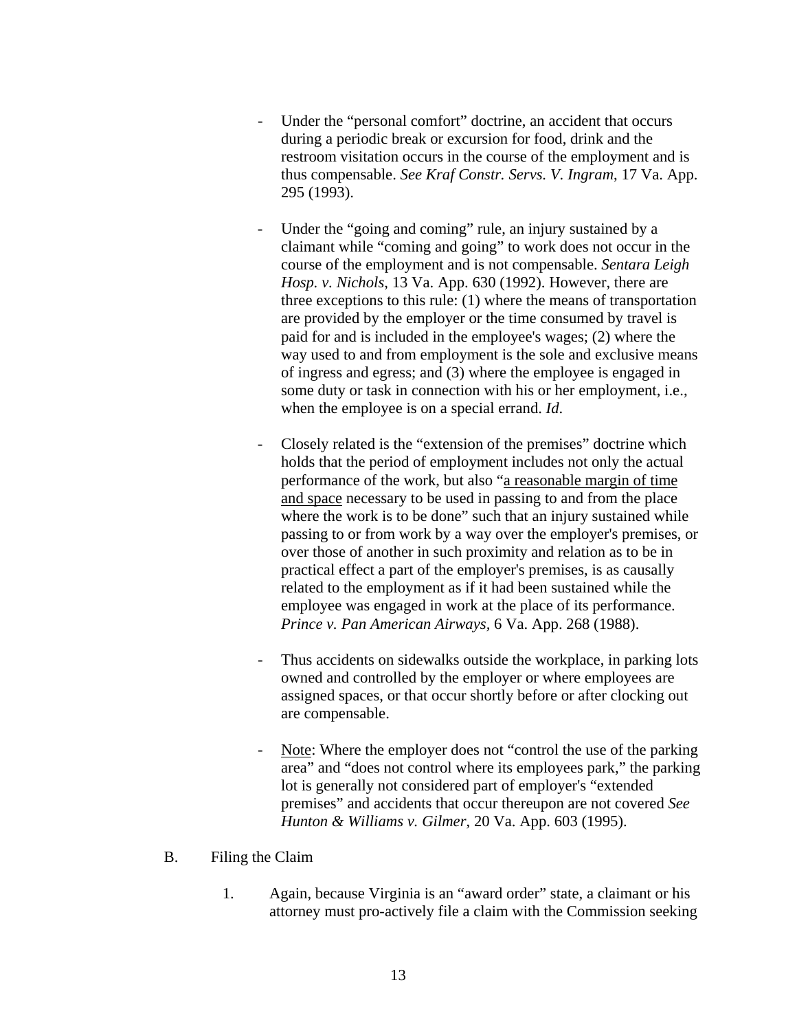- Under the "personal comfort" doctrine, an accident that occurs during a periodic break or excursion for food, drink and the restroom visitation occurs in the course of the employment and is thus compensable. *See Kraf Constr. Servs. V. Ingram*, 17 Va. App. 295 (1993).

- Under the "going and coming" rule, an injury sustained by a claimant while "coming and going" to work does not occur in the course of the employment and is not compensable. *Sentara Leigh Hosp. v. Nichols*, 13 Va. App. 630 (1992). However, there are three exceptions to this rule: (1) where the means of transportation are provided by the employer or the time consumed by travel is paid for and is included in the employee's wages; (2) where the way used to and from employment is the sole and exclusive means of ingress and egress; and (3) where the employee is engaged in some duty or task in connection with his or her employment, i.e., when the employee is on a special errand. *Id.*

- Closely related is the "extension of the premises" doctrine which holds that the period of employment includes not only the actual performance of the work, but also "<u>a reasonable margin of time and space</u> necessary to be used in passing to and from the place where the work is to be done" such that an injury sustained while passing to or from work by a way over the employer's premises, or over those of another in such proximity and relation as to be in practical effect a part of the employer's premises, is as causally related to the employment as if it had been sustained while the employee was engaged in work at the place of its performance. *Prince v. Pan American Airways*, 6 Va. App. 268 (1988).

- Thus accidents on sidewalks outside the workplace, in parking lots owned and controlled by the employer or where employees are assigned spaces, or that occur shortly before or after clocking out are compensable.

- <u>Note</u>: Where the employer does not "control the use of the parking area" and "does not control where its employees park," the parking lot is generally not considered part of employer's "extended premises" and accidents that occur thereupon are not covered *See Hunton & Williams v. Gilmer*, 20 Va. App. 603 (1995).

B. Filing the Claim

1. Again, because Virginia is an "award order" state, a claimant or his attorney must pro-actively file a claim with the Commission seeking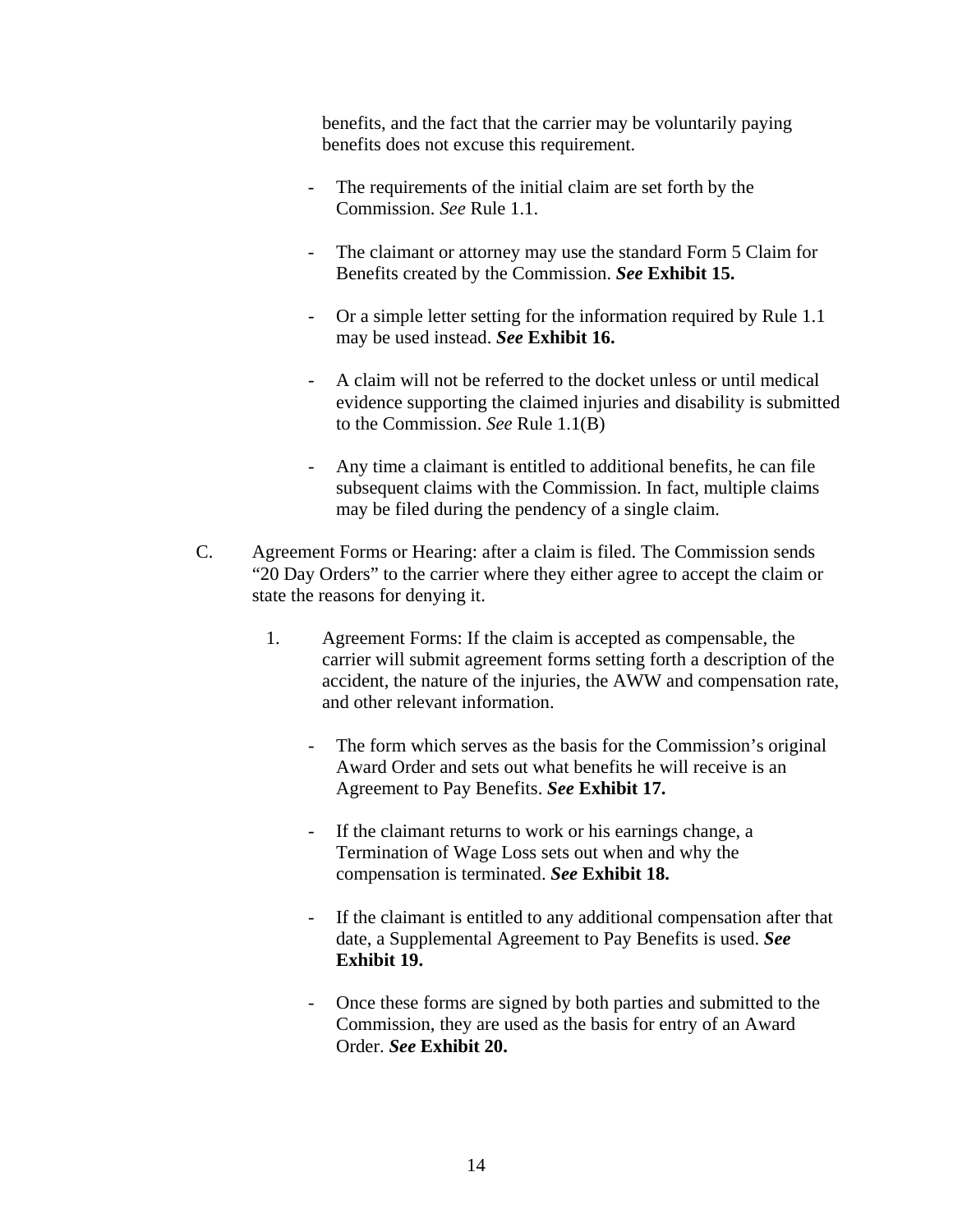benefits, and the fact that the carrier may be voluntarily paying benefits does not excuse this requirement.

- The requirements of the initial claim are set forth by the Commission. *See* Rule 1.1.

- The claimant or attorney may use the standard Form 5 Claim for Benefits created by the Commission. ***See* Exhibit 15.**

- Or a simple letter setting for the information required by Rule 1.1 may be used instead. ***See* Exhibit 16.**

- A claim will not be referred to the docket unless or until medical evidence supporting the claimed injuries and disability is submitted to the Commission. *See* Rule 1.1(B)

- Any time a claimant is entitled to additional benefits, he can file subsequent claims with the Commission. In fact, multiple claims may be filed during the pendency of a single claim.

C. Agreement Forms or Hearing: after a claim is filed. The Commission sends "20 Day Orders" to the carrier where they either agree to accept the claim or state the reasons for denying it.

1. Agreement Forms: If the claim is accepted as compensable, the carrier will submit agreement forms setting forth a description of the accident, the nature of the injuries, the AWW and compensation rate, and other relevant information.

   - The form which serves as the basis for the Commission's original Award Order and sets out what benefits he will receive is an Agreement to Pay Benefits. ***See* Exhibit 17.**

   - If the claimant returns to work or his earnings change, a Termination of Wage Loss sets out when and why the compensation is terminated. ***See* Exhibit 18.**

   - If the claimant is entitled to any additional compensation after that date, a Supplemental Agreement to Pay Benefits is used. ***See* Exhibit 19.**

   - Once these forms are signed by both parties and submitted to the Commission, they are used as the basis for entry of an Award Order. ***See* Exhibit 20.**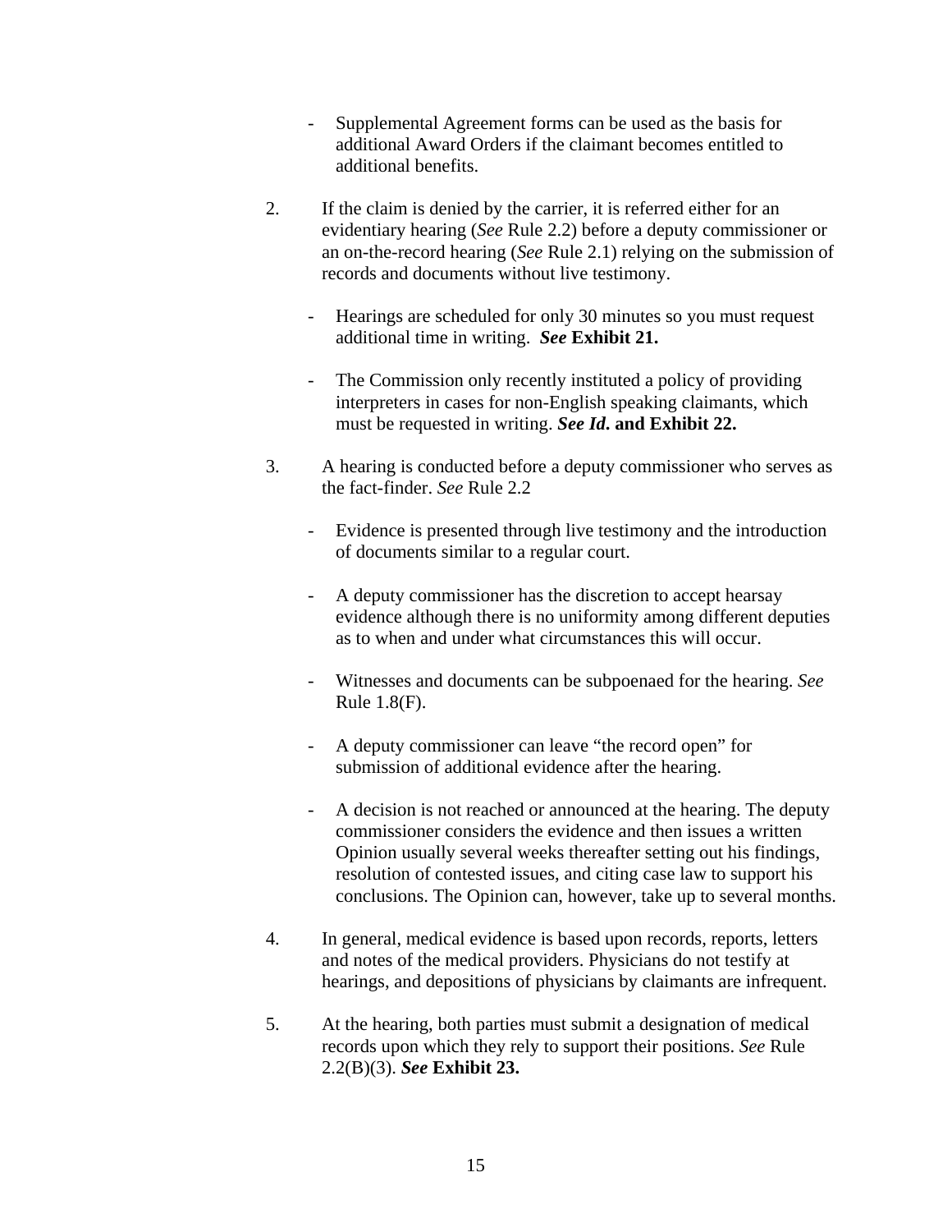- Supplemental Agreement forms can be used as the basis for additional Award Orders if the claimant becomes entitled to additional benefits.

2. If the claim is denied by the carrier, it is referred either for an evidentiary hearing (*See* Rule 2.2) before a deputy commissioner or an on-the-record hearing (*See* Rule 2.1) relying on the submission of records and documents without live testimony.

   - Hearings are scheduled for only 30 minutes so you must request additional time in writing. ***See* Exhibit 21.**

   - The Commission only recently instituted a policy of providing interpreters in cases for non-English speaking claimants, which must be requested in writing. ***See Id.* and Exhibit 22.**

3. A hearing is conducted before a deputy commissioner who serves as the fact-finder. *See* Rule 2.2

   - Evidence is presented through live testimony and the introduction of documents similar to a regular court.

   - A deputy commissioner has the discretion to accept hearsay evidence although there is no uniformity among different deputies as to when and under what circumstances this will occur.

   - Witnesses and documents can be subpoenaed for the hearing. *See* Rule 1.8(F).

   - A deputy commissioner can leave "the record open" for submission of additional evidence after the hearing.

   - A decision is not reached or announced at the hearing. The deputy commissioner considers the evidence and then issues a written Opinion usually several weeks thereafter setting out his findings, resolution of contested issues, and citing case law to support his conclusions. The Opinion can, however, take up to several months.

4. In general, medical evidence is based upon records, reports, letters and notes of the medical providers. Physicians do not testify at hearings, and depositions of physicians by claimants are infrequent.

5. At the hearing, both parties must submit a designation of medical records upon which they rely to support their positions. *See* Rule 2.2(B)(3). ***See* Exhibit 23.**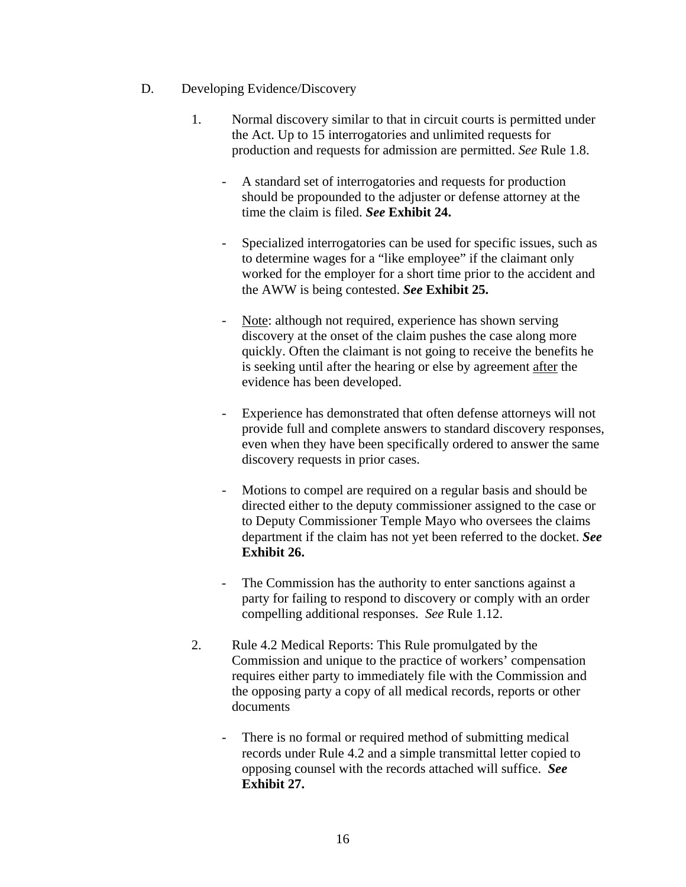D. Developing Evidence/Discovery

1. Normal discovery similar to that in circuit courts is permitted under the Act. Up to 15 interrogatories and unlimited requests for production and requests for admission are permitted. *See* Rule 1.8.

   - A standard set of interrogatories and requests for production should be propounded to the adjuster or defense attorney at the time the claim is filed. ***See*** **Exhibit 24.**

   - Specialized interrogatories can be used for specific issues, such as to determine wages for a "like employee" if the claimant only worked for the employer for a short time prior to the accident and the AWW is being contested. ***See*** **Exhibit 25.**

   - <u>Note</u>: although not required, experience has shown serving discovery at the onset of the claim pushes the case along more quickly. Often the claimant is not going to receive the benefits he is seeking until after the hearing or else by agreement <u>after</u> the evidence has been developed.

   - Experience has demonstrated that often defense attorneys will not provide full and complete answers to standard discovery responses, even when they have been specifically ordered to answer the same discovery requests in prior cases.

   - Motions to compel are required on a regular basis and should be directed either to the deputy commissioner assigned to the case or to Deputy Commissioner Temple Mayo who oversees the claims department if the claim has not yet been referred to the docket. ***See*** **Exhibit 26.**

   - The Commission has the authority to enter sanctions against a party for failing to respond to discovery or comply with an order compelling additional responses. *See* Rule 1.12.

2. Rule 4.2 Medical Reports: This Rule promulgated by the Commission and unique to the practice of workers' compensation requires either party to immediately file with the Commission and the opposing party a copy of all medical records, reports or other documents

   - There is no formal or required method of submitting medical records under Rule 4.2 and a simple transmittal letter copied to opposing counsel with the records attached will suffice. ***See*** **Exhibit 27.**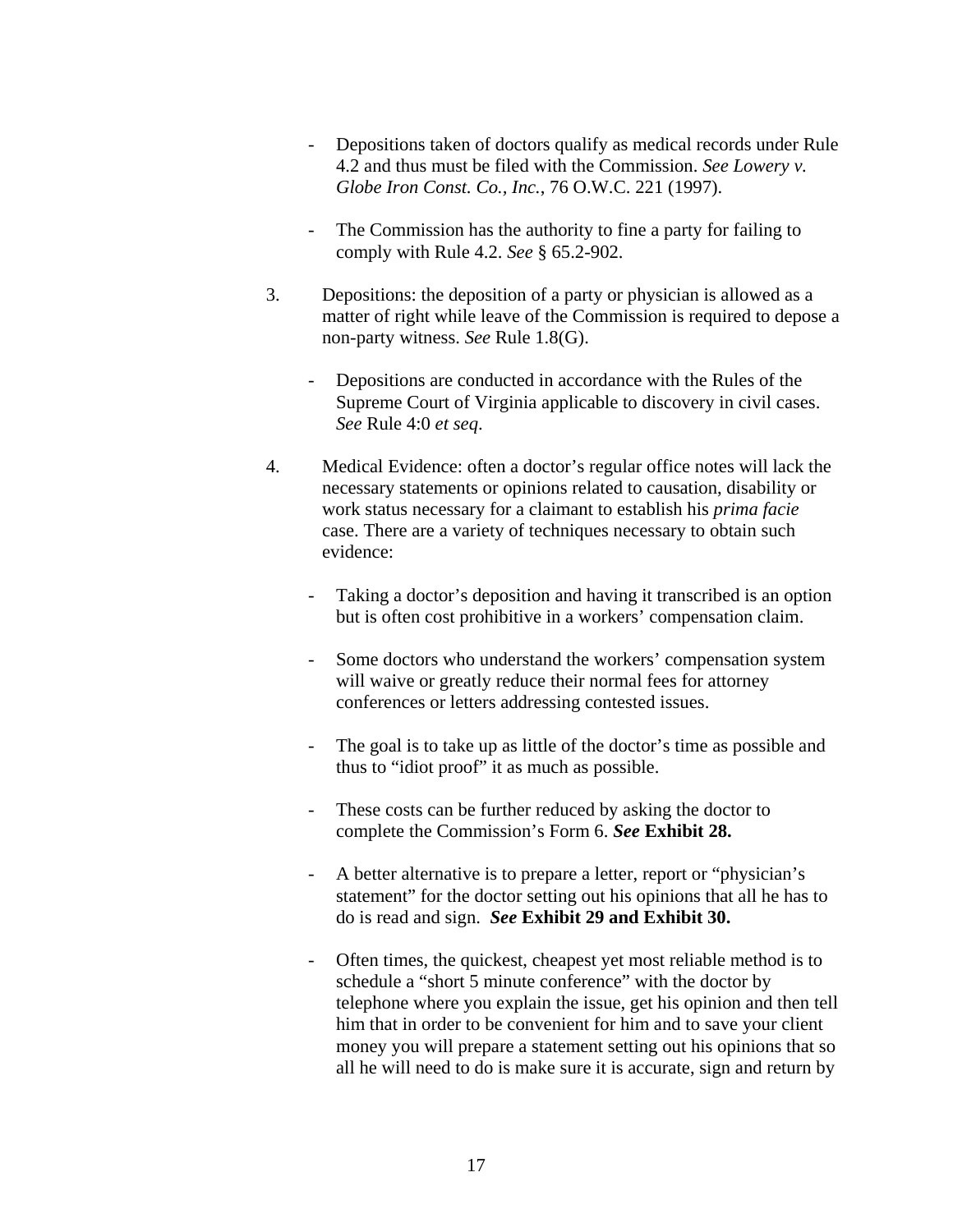- Depositions taken of doctors qualify as medical records under Rule 4.2 and thus must be filed with the Commission. *See Lowery v. Globe Iron Const. Co., Inc.*, 76 O.W.C. 221 (1997).

- The Commission has the authority to fine a party for failing to comply with Rule 4.2. *See* § 65.2-902.

3. Depositions: the deposition of a party or physician is allowed as a matter of right while leave of the Commission is required to depose a non-party witness. *See* Rule 1.8(G).

    - Depositions are conducted in accordance with the Rules of the Supreme Court of Virginia applicable to discovery in civil cases. *See* Rule 4:0 *et seq*.

4. Medical Evidence: often a doctor's regular office notes will lack the necessary statements or opinions related to causation, disability or work status necessary for a claimant to establish his *prima facie* case. There are a variety of techniques necessary to obtain such evidence:

    - Taking a doctor's deposition and having it transcribed is an option but is often cost prohibitive in a workers' compensation claim.

    - Some doctors who understand the workers' compensation system will waive or greatly reduce their normal fees for attorney conferences or letters addressing contested issues.

    - The goal is to take up as little of the doctor's time as possible and thus to "idiot proof" it as much as possible.

    - These costs can be further reduced by asking the doctor to complete the Commission's Form 6. ***See* Exhibit 28.**

    - A better alternative is to prepare a letter, report or "physician's statement" for the doctor setting out his opinions that all he has to do is read and sign. ***See* Exhibit 29 and Exhibit 30.**

    - Often times, the quickest, cheapest yet most reliable method is to schedule a "short 5 minute conference" with the doctor by telephone where you explain the issue, get his opinion and then tell him that in order to be convenient for him and to save your client money you will prepare a statement setting out his opinions that so all he will need to do is make sure it is accurate, sign and return by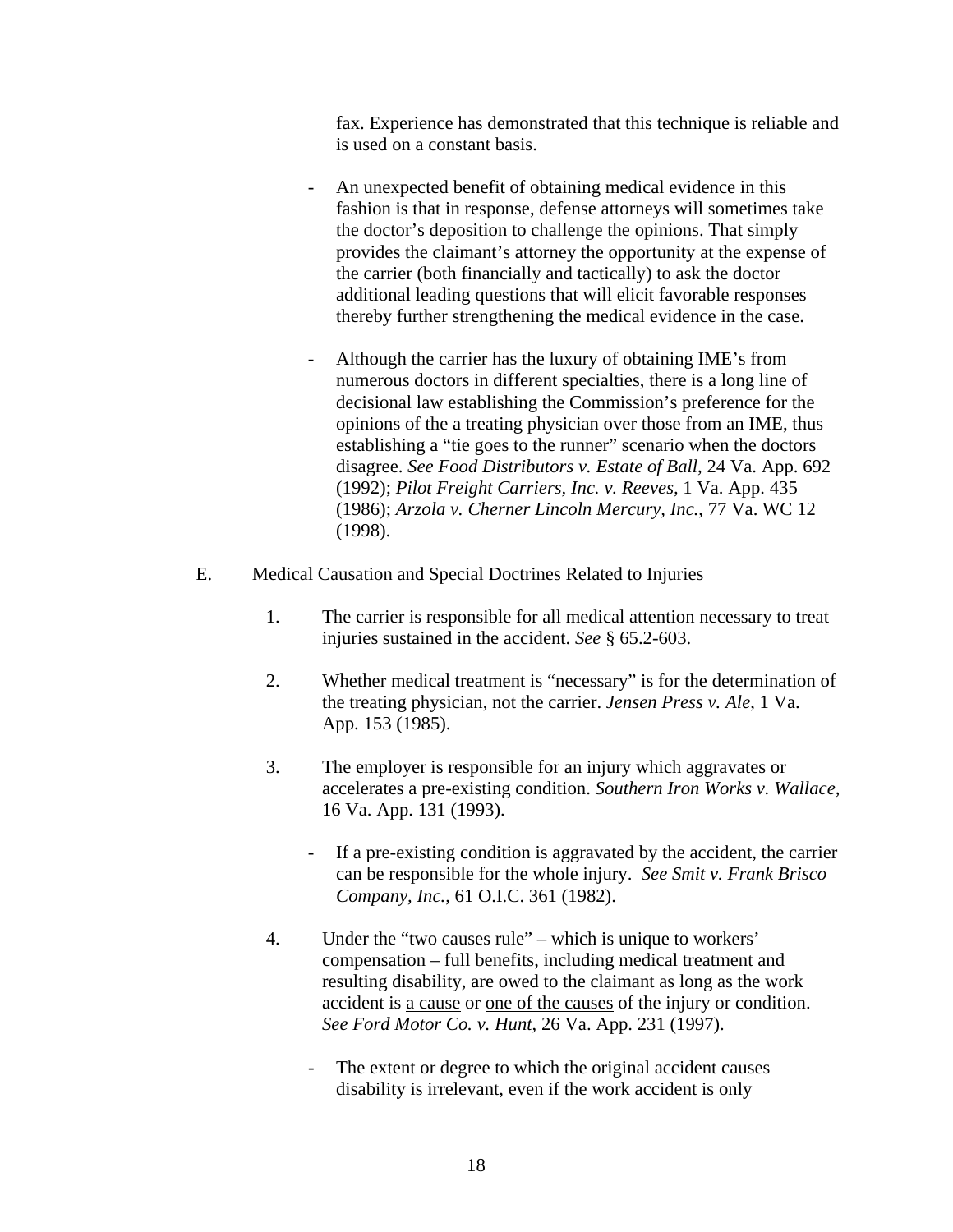fax. Experience has demonstrated that this technique is reliable and is used on a constant basis.

- An unexpected benefit of obtaining medical evidence in this fashion is that in response, defense attorneys will sometimes take the doctor's deposition to challenge the opinions. That simply provides the claimant's attorney the opportunity at the expense of the carrier (both financially and tactically) to ask the doctor additional leading questions that will elicit favorable responses thereby further strengthening the medical evidence in the case.

- Although the carrier has the luxury of obtaining IME's from numerous doctors in different specialties, there is a long line of decisional law establishing the Commission's preference for the opinions of the a treating physician over those from an IME, thus establishing a "tie goes to the runner" scenario when the doctors disagree. *See Food Distributors v. Estate of Ball*, 24 Va. App. 692 (1992); *Pilot Freight Carriers, Inc. v. Reeves*, 1 Va. App. 435 (1986); *Arzola v. Cherner Lincoln Mercury, Inc.*, 77 Va. WC 12 (1998).

E. Medical Causation and Special Doctrines Related to Injuries

1. The carrier is responsible for all medical attention necessary to treat injuries sustained in the accident. *See* § 65.2-603.

2. Whether medical treatment is "necessary" is for the determination of the treating physician, not the carrier. *Jensen Press v. Ale*, 1 Va. App. 153 (1985).

3. The employer is responsible for an injury which aggravates or accelerates a pre-existing condition. *Southern Iron Works v. Wallace*, 16 Va. App. 131 (1993).

   - If a pre-existing condition is aggravated by the accident, the carrier can be responsible for the whole injury. *See Smit v. Frank Brisco Company, Inc.*, 61 O.I.C. 361 (1982).

4. Under the "two causes rule" – which is unique to workers' compensation – full benefits, including medical treatment and resulting disability, are owed to the claimant as long as the work accident is <u>a cause</u> or <u>one of the causes</u> of the injury or condition. *See Ford Motor Co. v. Hunt*, 26 Va. App. 231 (1997).

   - The extent or degree to which the original accident causes disability is irrelevant, even if the work accident is only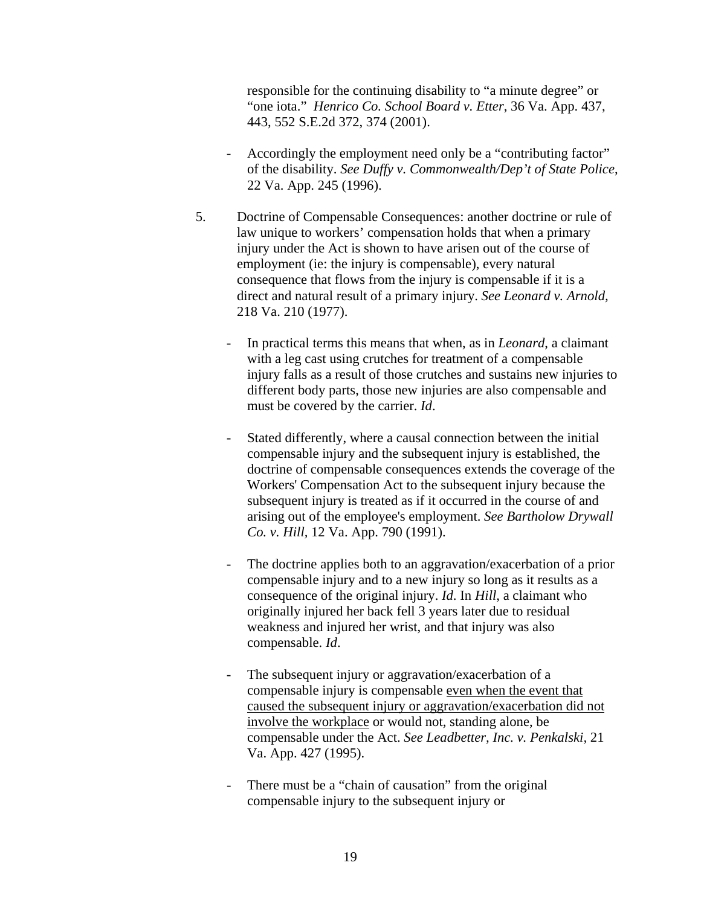responsible for the continuing disability to "a minute degree" or "one iota." *Henrico Co. School Board v. Etter*, 36 Va. App. 437, 443, 552 S.E.2d 372, 374 (2001).

- Accordingly the employment need only be a "contributing factor" of the disability. *See Duffy v. Commonwealth/Dep't of State Police*, 22 Va. App. 245 (1996).

5. Doctrine of Compensable Consequences: another doctrine or rule of law unique to workers' compensation holds that when a primary injury under the Act is shown to have arisen out of the course of employment (ie: the injury is compensable), every natural consequence that flows from the injury is compensable if it is a direct and natural result of a primary injury. *See Leonard v. Arnold*, 218 Va. 210 (1977).

   - In practical terms this means that when, as in *Leonard*, a claimant with a leg cast using crutches for treatment of a compensable injury falls as a result of those crutches and sustains new injuries to different body parts, those new injuries are also compensable and must be covered by the carrier. *Id*.

   - Stated differently, where a causal connection between the initial compensable injury and the subsequent injury is established, the doctrine of compensable consequences extends the coverage of the Workers' Compensation Act to the subsequent injury because the subsequent injury is treated as if it occurred in the course of and arising out of the employee's employment. *See Bartholow Drywall Co. v. Hill*, 12 Va. App. 790 (1991).

   - The doctrine applies both to an aggravation/exacerbation of a prior compensable injury and to a new injury so long as it results as a consequence of the original injury. *Id*. In *Hill*, a claimant who originally injured her back fell 3 years later due to residual weakness and injured her wrist, and that injury was also compensable. *Id*.

   - The subsequent injury or aggravation/exacerbation of a compensable injury is compensable <u>even when the event that caused the subsequent injury or aggravation/exacerbation did not involve the workplace</u> or would not, standing alone, be compensable under the Act. *See Leadbetter, Inc. v. Penkalski*, 21 Va. App. 427 (1995).

   - There must be a "chain of causation" from the original compensable injury to the subsequent injury or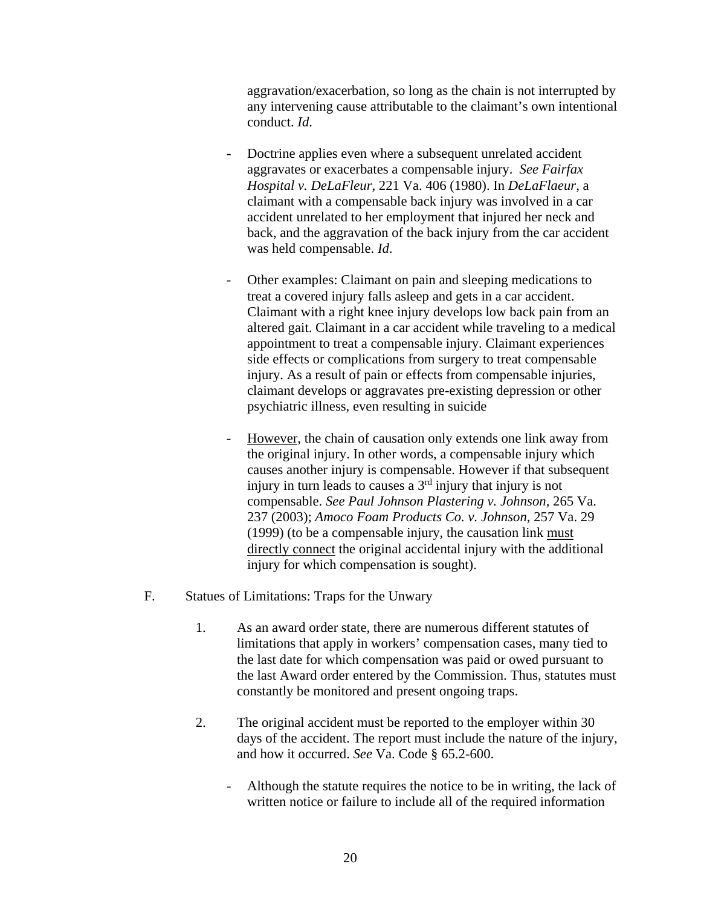aggravation/exacerbation, so long as the chain is not interrupted by any intervening cause attributable to the claimant's own intentional conduct. *Id*.

- Doctrine applies even where a subsequent unrelated accident aggravates or exacerbates a compensable injury. *See Fairfax Hospital v. DeLaFleur*, 221 Va. 406 (1980). In *DeLaFlaeur*, a claimant with a compensable back injury was involved in a car accident unrelated to her employment that injured her neck and back, and the aggravation of the back injury from the car accident was held compensable. *Id.*

- Other examples: Claimant on pain and sleeping medications to treat a covered injury falls asleep and gets in a car accident. Claimant with a right knee injury develops low back pain from an altered gait. Claimant in a car accident while traveling to a medical appointment to treat a compensable injury. Claimant experiences side effects or complications from surgery to treat compensable injury. As a result of pain or effects from compensable injuries, claimant develops or aggravates pre-existing depression or other psychiatric illness, even resulting in suicide

- <u>However</u>, the chain of causation only extends one link away from the original injury. In other words, a compensable injury which causes another injury is compensable. However if that subsequent injury in turn leads to causes a 3rd injury that injury is not compensable. *See Paul Johnson Plastering v. Johnson*, 265 Va. 237 (2003); *Amoco Foam Products Co. v. Johnson*, 257 Va. 29 (1999) (to be a compensable injury, the causation link <u>must directly connect</u> the original accidental injury with the additional injury for which compensation is sought).

F. Statues of Limitations: Traps for the Unwary

1. As an award order state, there are numerous different statutes of limitations that apply in workers' compensation cases, many tied to the last date for which compensation was paid or owed pursuant to the last Award order entered by the Commission. Thus, statutes must constantly be monitored and present ongoing traps.

2. The original accident must be reported to the employer within 30 days of the accident. The report must include the nature of the injury, and how it occurred. *See* Va. Code § 65.2-600.

   - Although the statute requires the notice to be in writing, the lack of written notice or failure to include all of the required information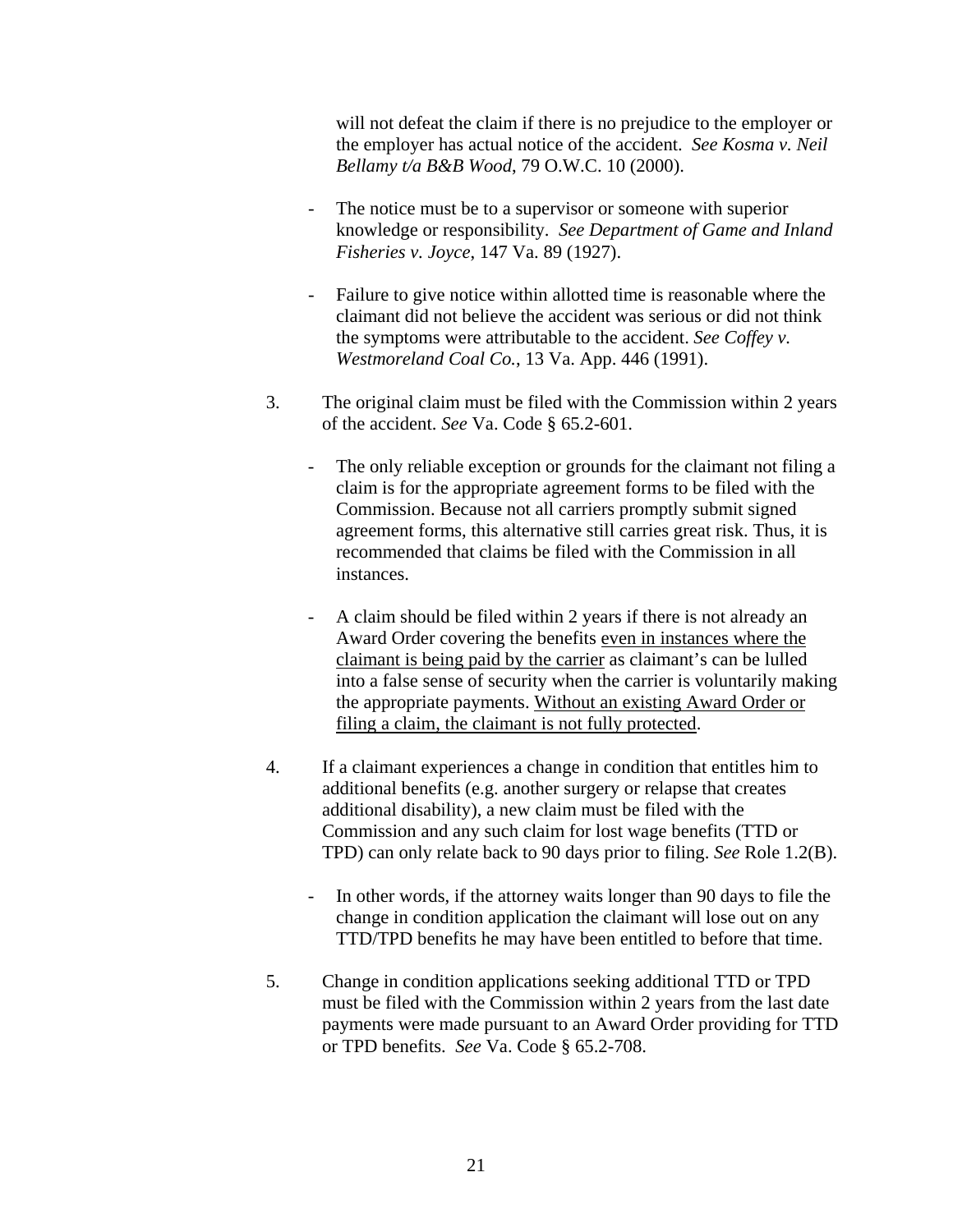will not defeat the claim if there is no prejudice to the employer or the employer has actual notice of the accident. *See Kosma v. Neil Bellamy t/a B&B Wood*, 79 O.W.C. 10 (2000).

- The notice must be to a supervisor or someone with superior knowledge or responsibility. *See Department of Game and Inland Fisheries v. Joyce*, 147 Va. 89 (1927).

- Failure to give notice within allotted time is reasonable where the claimant did not believe the accident was serious or did not think the symptoms were attributable to the accident. *See Coffey v. Westmoreland Coal Co.*, 13 Va. App. 446 (1991).

3. The original claim must be filed with the Commission within 2 years of the accident. *See* Va. Code § 65.2-601.

   - The only reliable exception or grounds for the claimant not filing a claim is for the appropriate agreement forms to be filed with the Commission. Because not all carriers promptly submit signed agreement forms, this alternative still carries great risk. Thus, it is recommended that claims be filed with the Commission in all instances.

   - A claim should be filed within 2 years if there is not already an Award Order covering the benefits <u>even in instances where the claimant is being paid by the carrier</u> as claimant's can be lulled into a false sense of security when the carrier is voluntarily making the appropriate payments. <u>Without an existing Award Order or filing a claim, the claimant is not fully protected</u>.

4. If a claimant experiences a change in condition that entitles him to additional benefits (e.g. another surgery or relapse that creates additional disability), a new claim must be filed with the Commission and any such claim for lost wage benefits (TTD or TPD) can only relate back to 90 days prior to filing. *See* Role 1.2(B).

   - In other words, if the attorney waits longer than 90 days to file the change in condition application the claimant will lose out on any TTD/TPD benefits he may have been entitled to before that time.

5. Change in condition applications seeking additional TTD or TPD must be filed with the Commission within 2 years from the last date payments were made pursuant to an Award Order providing for TTD or TPD benefits. *See* Va. Code § 65.2-708.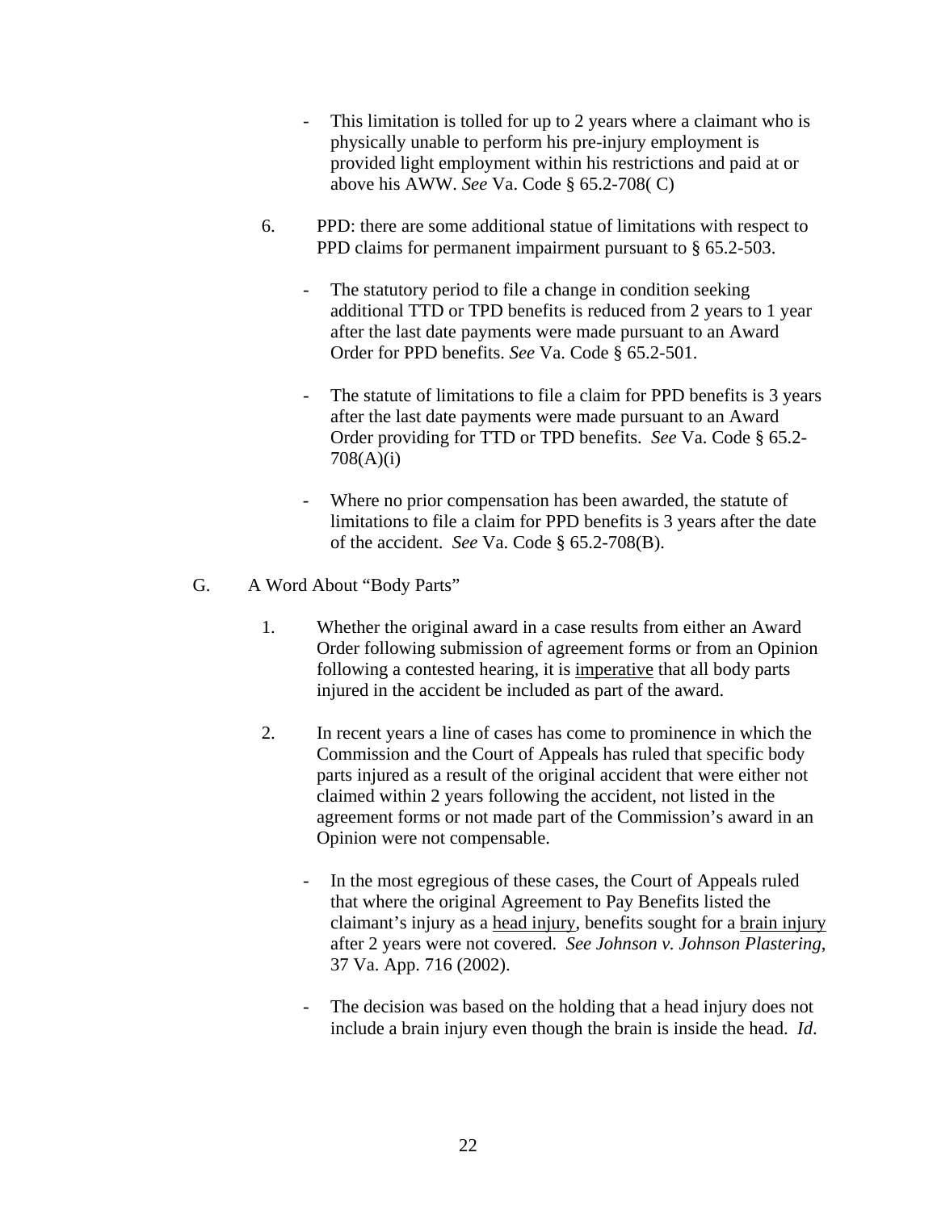- This limitation is tolled for up to 2 years where a claimant who is physically unable to perform his pre-injury employment is provided light employment within his restrictions and paid at or above his AWW. *See* Va. Code § 65.2-708( C)

6. PPD: there are some additional statue of limitations with respect to PPD claims for permanent impairment pursuant to § 65.2-503.

   - The statutory period to file a change in condition seeking additional TTD or TPD benefits is reduced from 2 years to 1 year after the last date payments were made pursuant to an Award Order for PPD benefits. *See* Va. Code § 65.2-501.

   - The statute of limitations to file a claim for PPD benefits is 3 years after the last date payments were made pursuant to an Award Order providing for TTD or TPD benefits. *See* Va. Code § 65.2-708(A)(i)

   - Where no prior compensation has been awarded, the statute of limitations to file a claim for PPD benefits is 3 years after the date of the accident. *See* Va. Code § 65.2-708(B).

G. A Word About "Body Parts"

1. Whether the original award in a case results from either an Award Order following submission of agreement forms or from an Opinion following a contested hearing, it is <u>imperative</u> that all body parts injured in the accident be included as part of the award.

2. In recent years a line of cases has come to prominence in which the Commission and the Court of Appeals has ruled that specific body parts injured as a result of the original accident that were either not claimed within 2 years following the accident, not listed in the agreement forms or not made part of the Commission's award in an Opinion were not compensable.

   - In the most egregious of these cases, the Court of Appeals ruled that where the original Agreement to Pay Benefits listed the claimant's injury as a <u>head injury</u>, benefits sought for a <u>brain injury</u> after 2 years were not covered. *See Johnson v. Johnson Plastering*, 37 Va. App. 716 (2002).

   - The decision was based on the holding that a head injury does not include a brain injury even though the brain is inside the head. *Id*.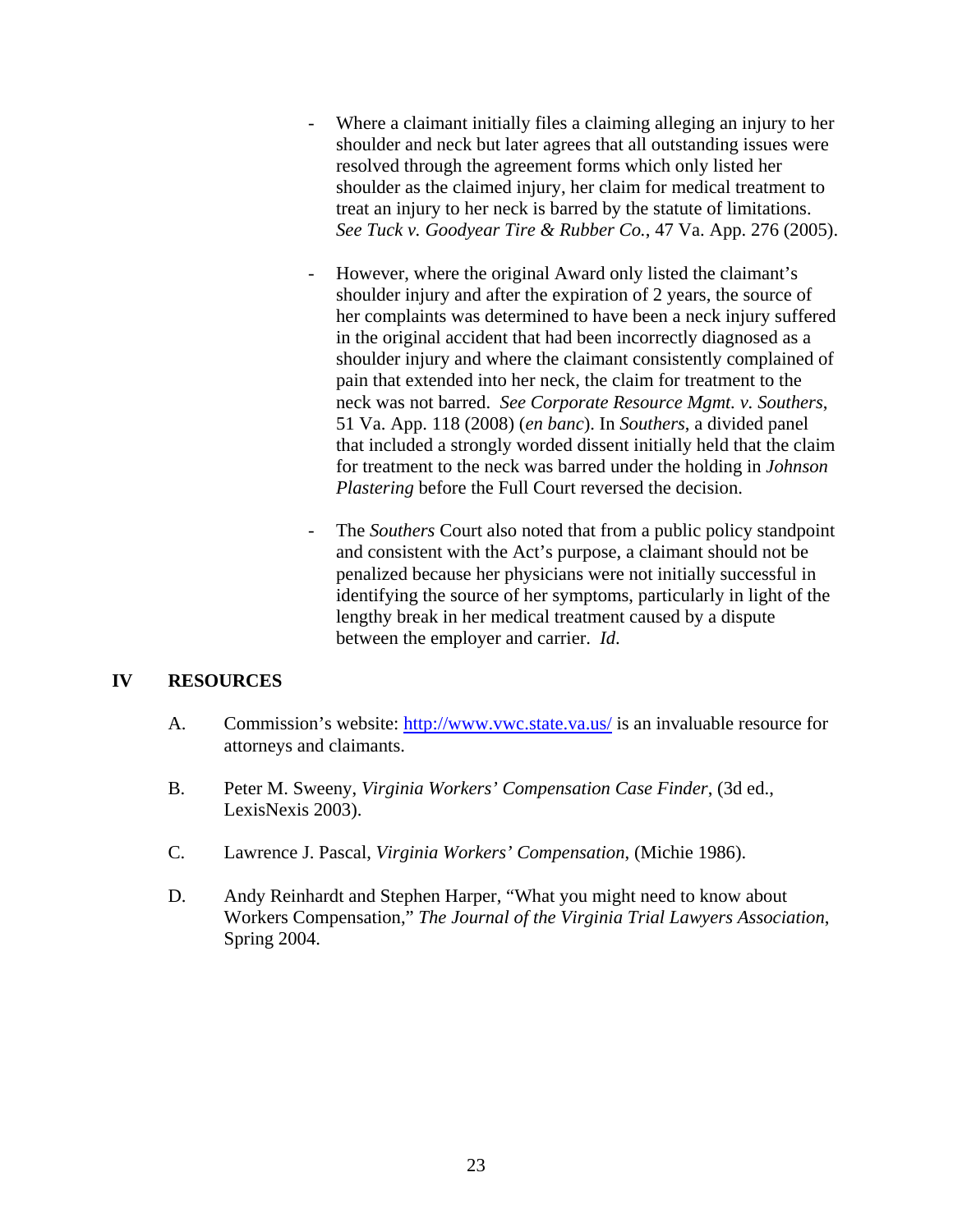- Where a claimant initially files a claiming alleging an injury to her shoulder and neck but later agrees that all outstanding issues were resolved through the agreement forms which only listed her shoulder as the claimed injury, her claim for medical treatment to treat an injury to her neck is barred by the statute of limitations. *See Tuck v. Goodyear Tire & Rubber Co.*, 47 Va. App. 276 (2005).

- However, where the original Award only listed the claimant's shoulder injury and after the expiration of 2 years, the source of her complaints was determined to have been a neck injury suffered in the original accident that had been incorrectly diagnosed as a shoulder injury and where the claimant consistently complained of pain that extended into her neck, the claim for treatment to the neck was not barred. *See Corporate Resource Mgmt. v. Southers*, 51 Va. App. 118 (2008) (*en banc*). In *Southers*, a divided panel that included a strongly worded dissent initially held that the claim for treatment to the neck was barred under the holding in *Johnson Plastering* before the Full Court reversed the decision.

- The *Southers* Court also noted that from a public policy standpoint and consistent with the Act's purpose, a claimant should not be penalized because her physicians were not initially successful in identifying the source of her symptoms, particularly in light of the lengthy break in her medical treatment caused by a dispute between the employer and carrier. *Id*.

## IV RESOURCES

A. Commission's website: [http://www.vwc.state.va.us/](http://www.vwc.state.va.us/) is an invaluable resource for attorneys and claimants.

B. Peter M. Sweeny, *Virginia Workers' Compensation Case Finder*, (3d ed., LexisNexis 2003).

C. Lawrence J. Pascal, *Virginia Workers' Compensation*, (Michie 1986).

D. Andy Reinhardt and Stephen Harper, "What you might need to know about Workers Compensation," *The Journal of the Virginia Trial Lawyers Association*, Spring 2004.